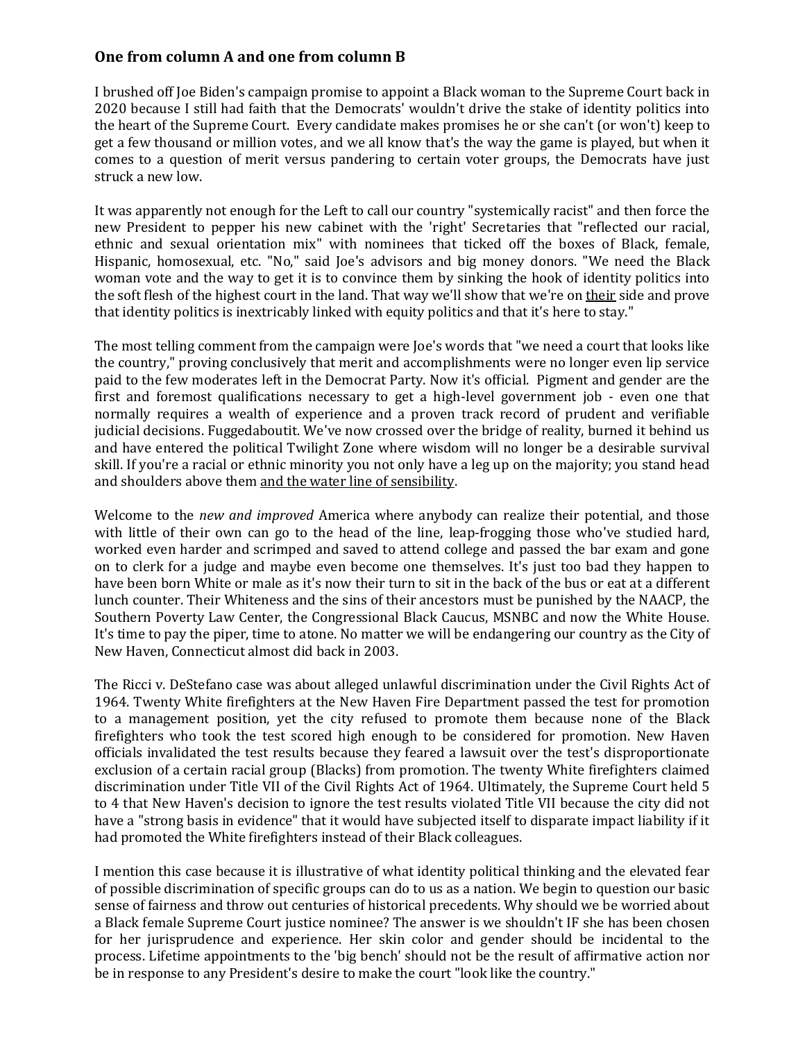### One from column A and one from column B

I brushed off Joe Biden's campaign promise to appoint a Black woman to the Supreme Court back in 2020 because I still had faith that the Democrats' wouldn't drive the stake of identity politics into the heart of the Supreme Court. Every candidate makes promises he or she can't (or won't) keep to get a few thousand or million votes, and we all know that's the way the game is played, but when it comes to a question of merit versus pandering to certain voter groups, the Democrats have just struck a new low.

It was apparently not enough for the Left to call our country "systemically racist" and then force the new President to pepper his new cabinet with the 'right' Secretaries that "reflected our racial, ethnic and sexual orientation mix" with nominees that ticked off the boxes of Black, female, Hispanic, homosexual, etc. "No," said Joe's advisors and big money donors. "We need the Black woman vote and the way to get it is to convince them by sinking the hook of identity politics into the soft flesh of the highest court in the land. That way we'll show that we're on <u>their</u> side and prove that identity politics is inextricably linked with equity politics and that it's here to stay."

The most telling comment from the campaign were Joe's words that "we need a court that looks like the country," proving conclusively that merit and accomplishments were no longer even lip service paid to the few moderates left in the Democrat Party. Now it's official. Pigment and gender are the first and foremost qualifications necessary to get a high-level government job - even one that normally requires a wealth of experience and a proven track record of prudent and verifiable judicial decisions. Fuggedaboutit. We've now crossed over the bridge of reality, burned it behind us and have entered the political Twilight Zone where wisdom will no longer be a desirable survival skill. If you're a racial or ethnic minority you not only have a leg up on the majority; you stand head and shoulders above them <u>and the water line of sensibility</u>.

Welcome to the *new and improved* America where anybody can realize their potential, and those with little of their own can go to the head of the line, leap-frogging those who've studied hard, worked even harder and scrimped and saved to attend college and passed the bar exam and gone on to clerk for a judge and maybe even become one themselves. It's just too bad they happen to have been born White or male as it's now their turn to sit in the back of the bus or eat at a different lunch counter. Their Whiteness and the sins of their ancestors must be punished by the NAACP, the Southern Poverty Law Center, the Congressional Black Caucus, MSNBC and now the White House. It's time to pay the piper, time to atone. No matter we will be endangering our country as the City of New Haven, Connecticut almost did back in 2003.

The Ricci v. DeStefano case was about alleged unlawful discrimination under the Civil Rights Act of 1964. Twenty White firefighters at the New Haven Fire Department passed the test for promotion to a management position, yet the city refused to promote them because none of the Black firefighters who took the test scored high enough to be considered for promotion. New Haven officials invalidated the test results because they feared a lawsuit over the test's disproportionate exclusion of a certain racial group (Blacks) from promotion. The twenty White firefighters claimed discrimination under Title VII of the Civil Rights Act of 1964. Ultimately, the Supreme Court held 5 to 4 that New Haven's decision to ignore the test results violated Title VII because the city did not have a "strong basis in evidence" that it would have subjected itself to disparate impact liability if it had promoted the White firefighters instead of their Black colleagues.

I mention this case because it is illustrative of what identity political thinking and the elevated fear of possible discrimination of specific groups can do to us as a nation. We begin to question our basic sense of fairness and throw out centuries of historical precedents. Why should we be worried about a Black female Supreme Court justice nominee? The answer is we shouldn't IF she has been chosen for her jurisprudence and experience. Her skin color and gender should be incidental to the process. Lifetime appointments to the 'big bench' should not be the result of affirmative action nor be in response to any President's desire to make the court "look like the country."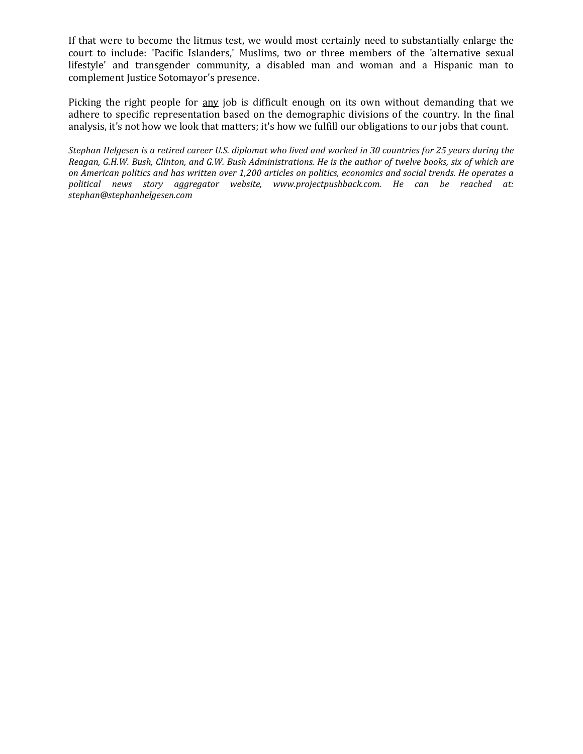If that were to become the litmus test, we would most certainly need to substantially enlarge the court to include: 'Pacific Islanders,' Muslims, two or three members of the 'alternative sexual lifestyle' and transgender community, a disabled man and woman and a Hispanic man to complement Justice Sotomayor's presence.

Picking the right people for <u>any</u> job is difficult enough on its own without demanding that we adhere to specific representation based on the demographic divisions of the country. In the final analysis, it's not how we look that matters; it's how we fulfill our obligations to our jobs that count.

*Stephan Helgesen is a retired career U.S. diplomat who lived and worked in 30 countries for 25 years during the Reagan, G.H.W. Bush, Clinton, and G.W. Bush Administrations. He is the author of twelve books, six of which are on American politics and has written over 1,200 articles on politics, economics and social trends. He operates a political news story aggregator website, www.projectpushback.com. He can be reached at: stephan@stephanhelgesen.com*